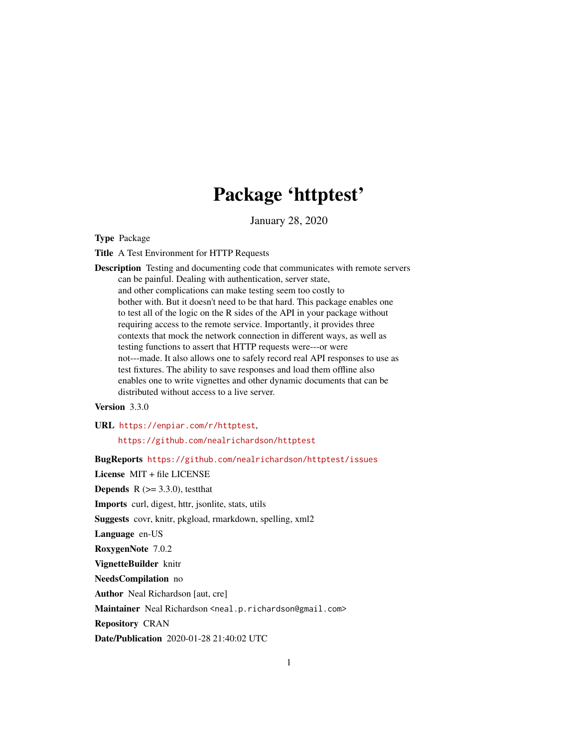# Package 'httptest'

January 28, 2020

**Type** Package

**Title** A Test Environment for HTTP Requests

**Description** Testing and documenting code that communicates with remote servers can be painful. Dealing with authentication, server state, and other complications can make testing seem too costly to bother with. But it doesn't need to be that hard. This package enables one to test all of the logic on the R sides of the API in your package without requiring access to the remote service. Importantly, it provides three contexts that mock the network connection in different ways, as well as testing functions to assert that HTTP requests were---or were not---made. It also allows one to safely record real API responses to use as test fixtures. The ability to save responses and load them offline also enables one to write vignettes and other dynamic documents that can be distributed without access to a live server.

**Version** 3.3.0

**URL** https://enpiar.com/r/httptest, https://github.com/nealrichardson/httptest

**BugReports** https://github.com/nealrichardson/httptest/issues

**License** MIT + file LICENSE

**Depends** R (>= 3.3.0), testthat

**Imports** curl, digest, httr, jsonlite, stats, utils

**Suggests** covr, knitr, pkgload, rmarkdown, spelling, xml2

**Language** en-US

**RoxygenNote** 7.0.2

**VignetteBuilder** knitr

**NeedsCompilation** no

**Author** Neal Richardson [aut, cre]

**Maintainer** Neal Richardson <neal.p.richardson@gmail.com>

**Repository** CRAN

**Date/Publication** 2020-01-28 21:40:02 UTC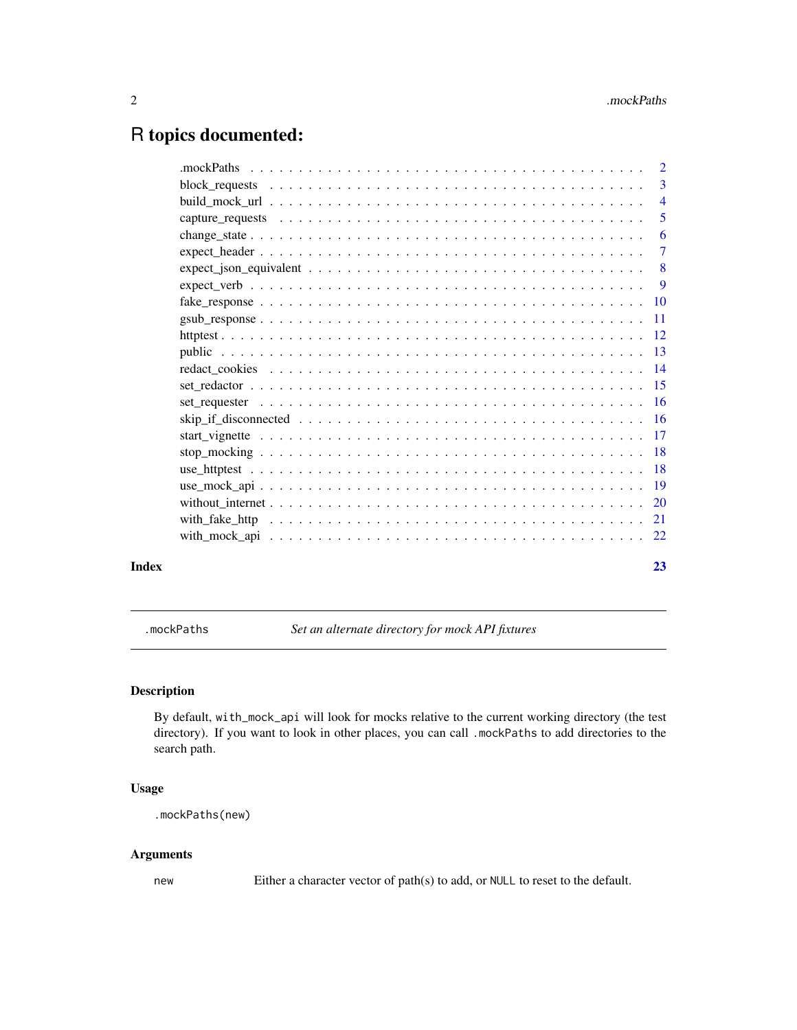# R topics documented:

| | |
|---|---|
| .mockPaths | 2 |
| block_requests | 3 |
| build_mock_url | 4 |
| capture_requests | 5 |
| change_state | 6 |
| expect_header | 7 |
| expect_json_equivalent | 8 |
| expect_verb | 9 |
| fake_response | 10 |
| gsub_response | 11 |
| httptest | 12 |
| public | 13 |
| redact_cookies | 14 |
| set_redactor | 15 |
| set_requester | 16 |
| skip_if_disconnected | 16 |
| start_vignette | 17 |
| stop_mocking | 18 |
| use_httptest | 18 |
| use_mock_api | 19 |
| without_internet | 20 |
| with_fake_http | 21 |
| with_mock_api | 22 |

**Index** **23**

---

`.mockPaths` *Set an alternate directory for mock API fixtures*

---

## Description

By default, `with_mock_api` will look for mocks relative to the current working directory (the test directory). If you want to look in other places, you can call `.mockPaths` to add directories to the search path.

## Usage

```
.mockPaths(new)
```

## Arguments

| | |
|---|---|
| `new` | Either a character vector of path(s) to add, or `NULL` to reset to the default. |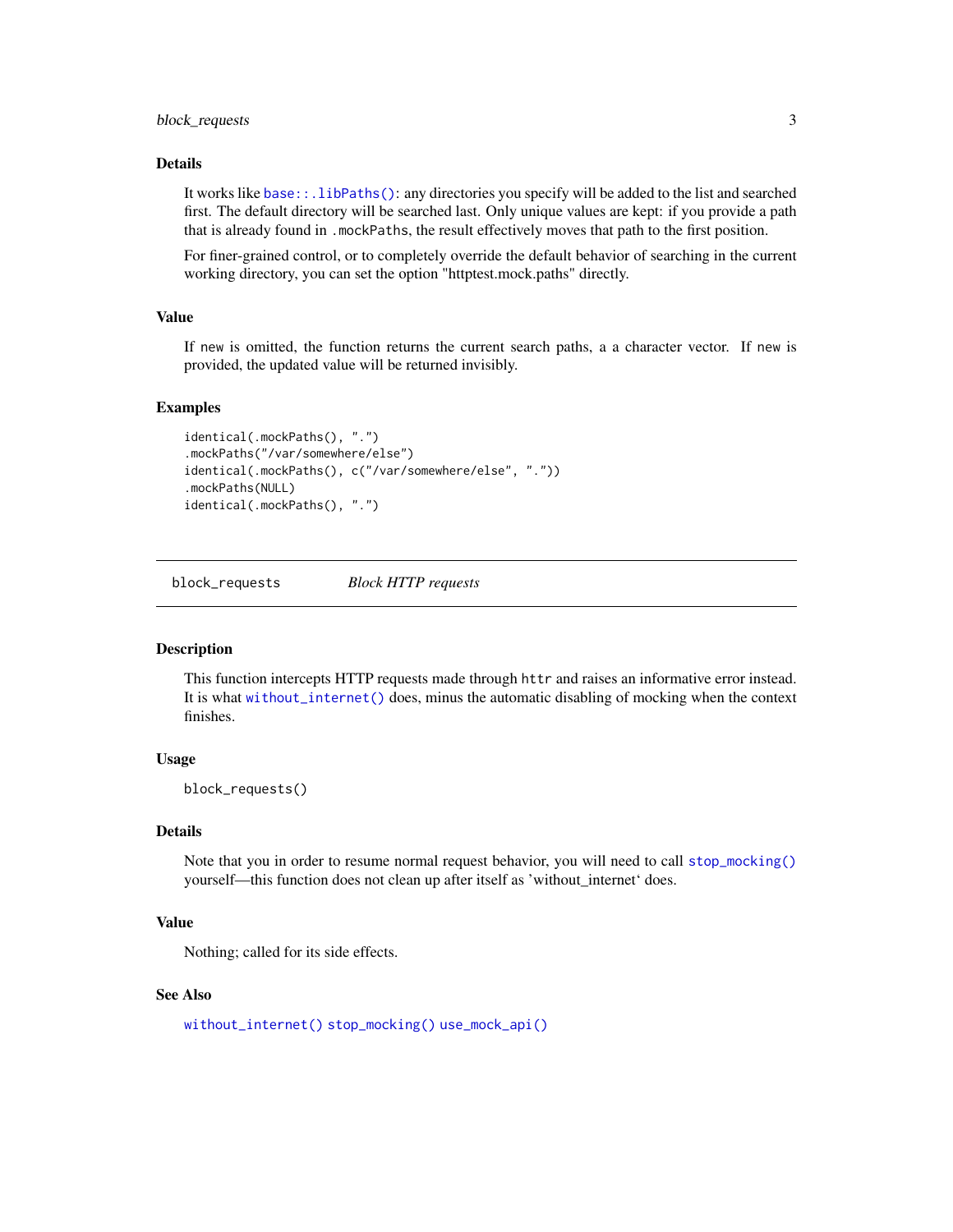### Details

It works like `base::.libPaths()`: any directories you specify will be added to the list and searched first. The default directory will be searched last. Only unique values are kept: if you provide a path that is already found in `.mockPaths`, the result effectively moves that path to the first position.

For finer-grained control, or to completely override the default behavior of searching in the current working directory, you can set the option "httptest.mock.paths" directly.

### Value

If `new` is omitted, the function returns the current search paths, a a character vector. If `new` is provided, the updated value will be returned invisibly.

### Examples

```
identical(.mockPaths(), ".")
.mockPaths("/var/somewhere/else")
identical(.mockPaths(), c("/var/somewhere/else", "."))
.mockPaths(NULL)
identical(.mockPaths(), ".")
```

---

## block_requests    *Block HTTP requests*

---

### Description

This function intercepts HTTP requests made through `httr` and raises an informative error instead. It is what `without_internet()` does, minus the automatic disabling of mocking when the context finishes.

### Usage

```
block_requests()
```

### Details

Note that you in order to resume normal request behavior, you will need to call `stop_mocking()` yourself—this function does not clean up after itself as 'without_internet' does.

### Value

Nothing; called for its side effects.

### See Also

`without_internet()` `stop_mocking()` `use_mock_api()`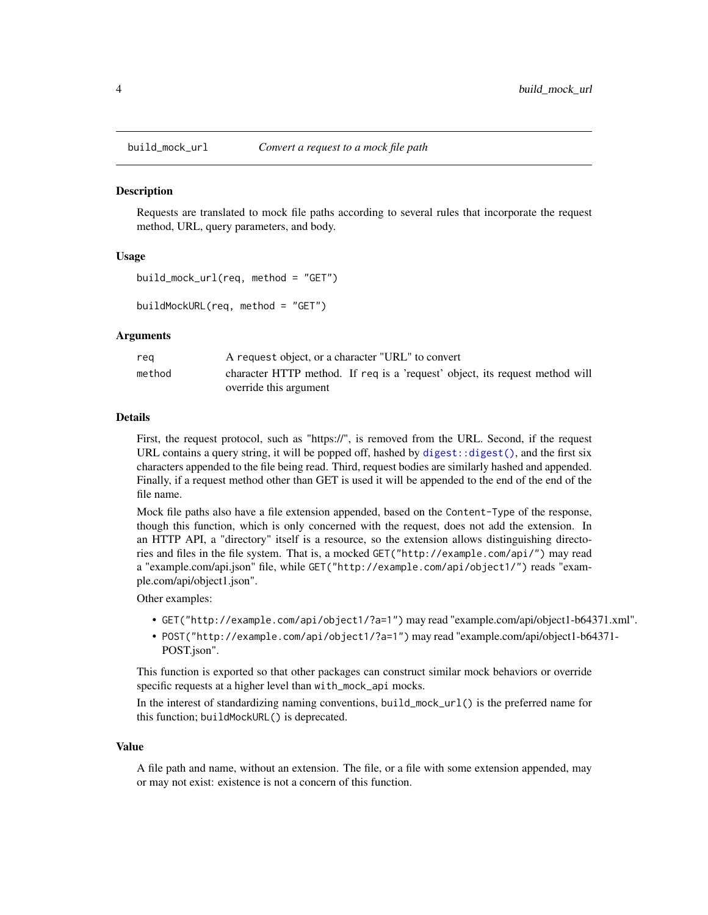## build_mock_url — *Convert a request to a mock file path*

### Description

Requests are translated to mock file paths according to several rules that incorporate the request method, URL, query parameters, and body.

### Usage

```
build_mock_url(req, method = "GET")

buildMockURL(req, method = "GET")
```

### Arguments

| | |
|---|---|
| req | A request object, or a character "URL" to convert |
| method | character HTTP method. If req is a 'request' object, its request method will override this argument |

### Details

First, the request protocol, such as "https://", is removed from the URL. Second, if the request URL contains a query string, it will be popped off, hashed by `digest::digest()`, and the first six characters appended to the file being read. Third, request bodies are similarly hashed and appended. Finally, if a request method other than GET is used it will be appended to the end of the end of the file name.

Mock file paths also have a file extension appended, based on the `Content-Type` of the response, though this function, which is only concerned with the request, does not add the extension. In an HTTP API, a "directory" itself is a resource, so the extension allows distinguishing directories and files in the file system. That is, a mocked `GET("http://example.com/api/")` may read a "example.com/api.json" file, while `GET("http://example.com/api/object1/")` reads "example.com/api/object1.json".

Other examples:

- `GET("http://example.com/api/object1/?a=1")` may read "example.com/api/object1-b64371.xml".
- `POST("http://example.com/api/object1/?a=1")` may read "example.com/api/object1-b64371-POST.json".

This function is exported so that other packages can construct similar mock behaviors or override specific requests at a higher level than `with_mock_api` mocks.

In the interest of standardizing naming conventions, `build_mock_url()` is the preferred name for this function; `buildMockURL()` is deprecated.

### Value

A file path and name, without an extension. The file, or a file with some extension appended, may or may not exist: existence is not a concern of this function.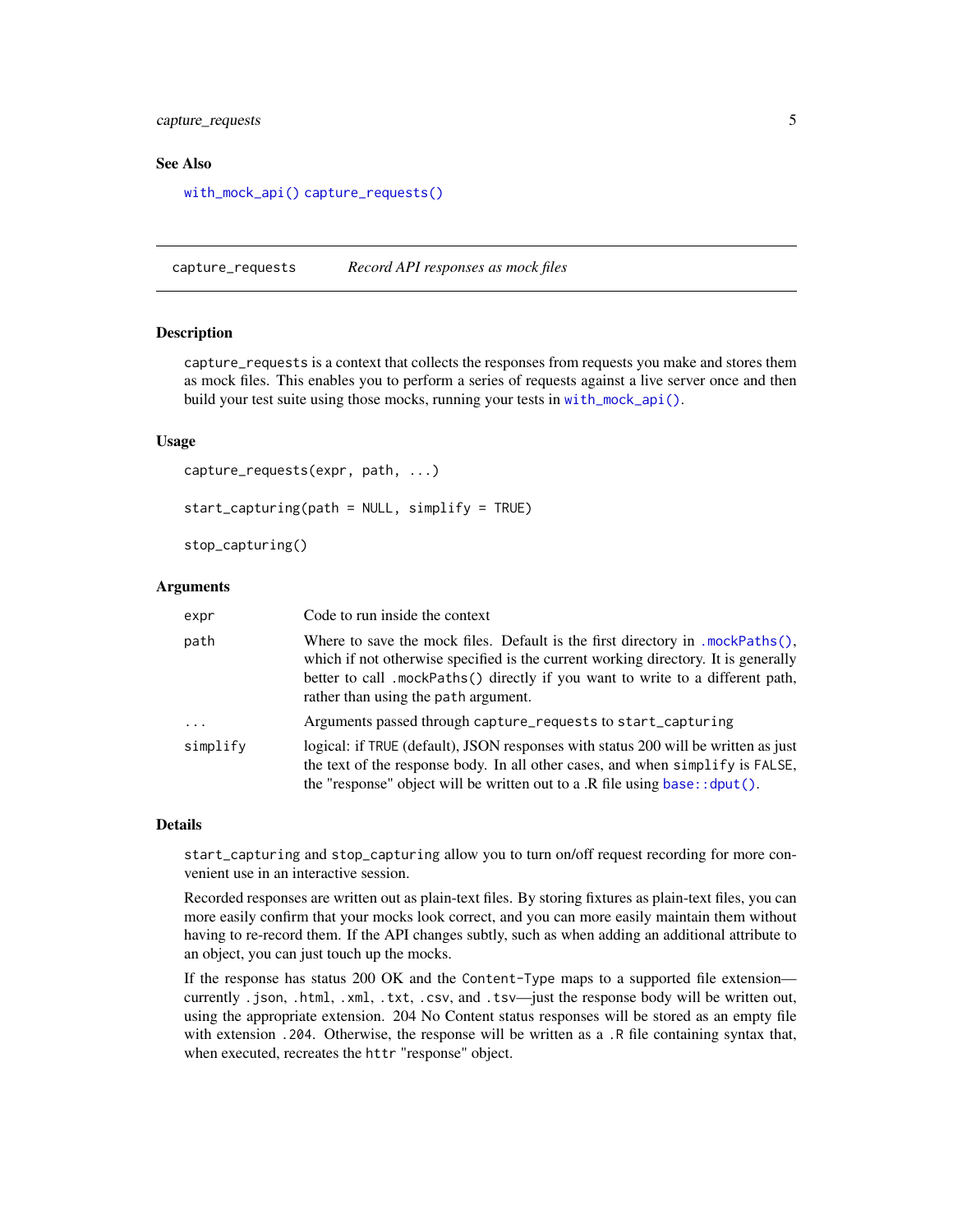## See Also

`with_mock_api()` `capture_requests()`

---

# capture_requests    *Record API responses as mock files*

## Description

`capture_requests` is a context that collects the responses from requests you make and stores them as mock files. This enables you to perform a series of requests against a live server once and then build your test suite using those mocks, running your tests in `with_mock_api()`.

## Usage

```
capture_requests(expr, path, ...)

start_capturing(path = NULL, simplify = TRUE)

stop_capturing()
```

## Arguments

| | |
|---|---|
| `expr` | Code to run inside the context |
| `path` | Where to save the mock files. Default is the first directory in `.mockPaths()`, which if not otherwise specified is the current working directory. It is generally better to call `.mockPaths()` directly if you want to write to a different path, rather than using the `path` argument. |
| `...` | Arguments passed through `capture_requests` to `start_capturing` |
| `simplify` | logical: if `TRUE` (default), JSON responses with status 200 will be written as just the text of the response body. In all other cases, and when `simplify` is `FALSE`, the "response" object will be written out to a .R file using `base::dput()`. |

## Details

`start_capturing` and `stop_capturing` allow you to turn on/off request recording for more convenient use in an interactive session.

Recorded responses are written out as plain-text files. By storing fixtures as plain-text files, you can more easily confirm that your mocks look correct, and you can more easily maintain them without having to re-record them. If the API changes subtly, such as when adding an additional attribute to an object, you can just touch up the mocks.

If the response has status 200 OK and the `Content-Type` maps to a supported file extension—currently `.json`, `.html`, `.xml`, `.txt`, `.csv`, and `.tsv`—just the response body will be written out, using the appropriate extension. 204 No Content status responses will be stored as an empty file with extension `.204`. Otherwise, the response will be written as a `.R` file containing syntax that, when executed, recreates the `httr` "response" object.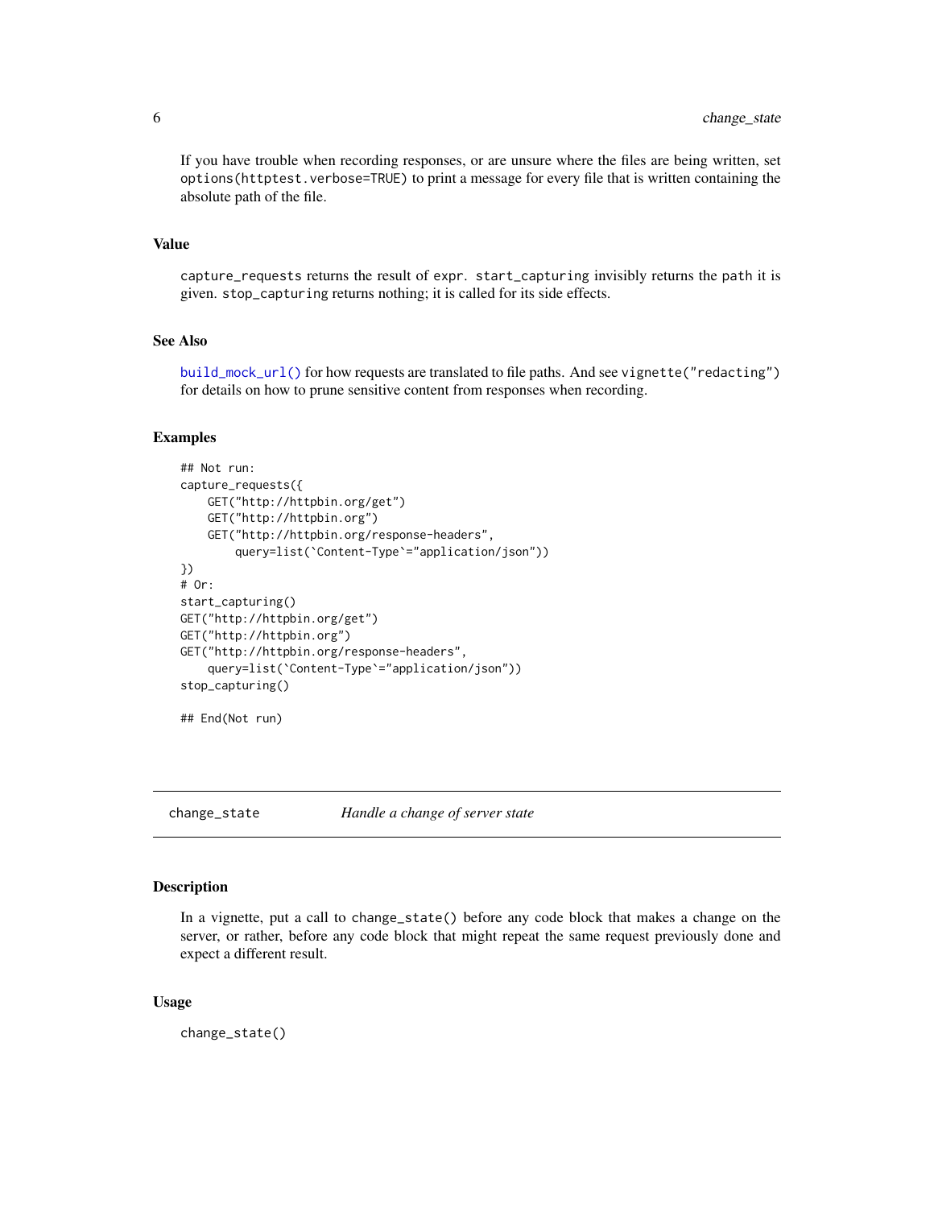If you have trouble when recording responses, or are unsure where the files are being written, set `options(httptest.verbose=TRUE)` to print a message for every file that is written containing the absolute path of the file.

### Value

`capture_requests` returns the result of `expr`. `start_capturing` invisibly returns the `path` it is given. `stop_capturing` returns nothing; it is called for its side effects.

### See Also

`build_mock_url()` for how requests are translated to file paths. And see `vignette("redacting")` for details on how to prune sensitive content from responses when recording.

### Examples

```
## Not run:
capture_requests({
    GET("http://httpbin.org/get")
    GET("http://httpbin.org")
    GET("http://httpbin.org/response-headers",
        query=list(`Content-Type`="application/json"))
})
# Or:
start_capturing()
GET("http://httpbin.org/get")
GET("http://httpbin.org")
GET("http://httpbin.org/response-headers",
    query=list(`Content-Type`="application/json"))
stop_capturing()

## End(Not run)
```

---

## change_state *Handle a change of server state*

### Description

In a vignette, put a call to `change_state()` before any code block that makes a change on the server, or rather, before any code block that might repeat the same request previously done and expect a different result.

### Usage

```
change_state()
```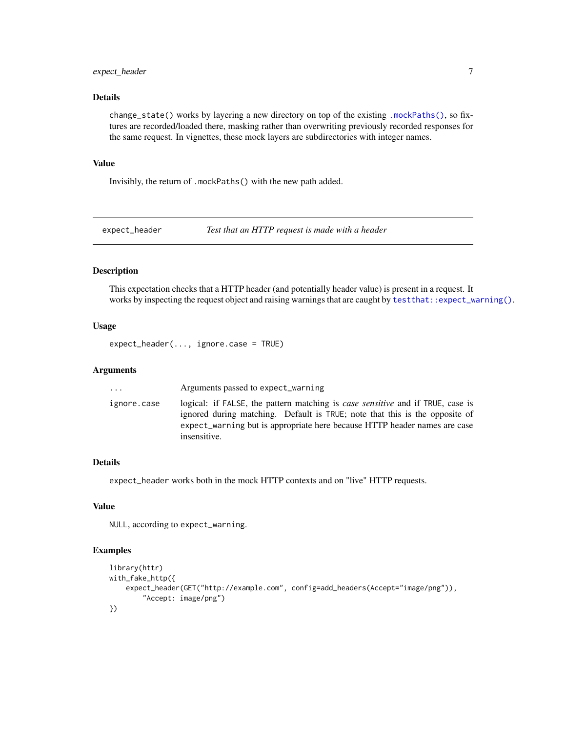### Details

`change_state()` works by layering a new directory on top of the existing `.mockPaths()`, so fixtures are recorded/loaded there, masking rather than overwriting previously recorded responses for the same request. In vignettes, these mock layers are subdirectories with integer names.

### Value

Invisibly, the return of `.mockPaths()` with the new path added.

---

## expect_header — *Test that an HTTP request is made with a header*

### Description

This expectation checks that a HTTP header (and potentially header value) is present in a request. It works by inspecting the request object and raising warnings that are caught by `testthat::expect_warning()`.

### Usage

```
expect_header(..., ignore.case = TRUE)
```

### Arguments

| | |
|---|---|
| `...` | Arguments passed to `expect_warning` |
| `ignore.case` | logical: if `FALSE`, the pattern matching is *case sensitive* and if `TRUE`, case is ignored during matching. Default is `TRUE`; note that this is the opposite of `expect_warning` but is appropriate here because HTTP header names are case insensitive. |

### Details

`expect_header` works both in the mock HTTP contexts and on "live" HTTP requests.

### Value

`NULL`, according to `expect_warning`.

### Examples

```
library(httr)
with_fake_http({
    expect_header(GET("http://example.com", config=add_headers(Accept="image/png")),
        "Accept: image/png")
})
```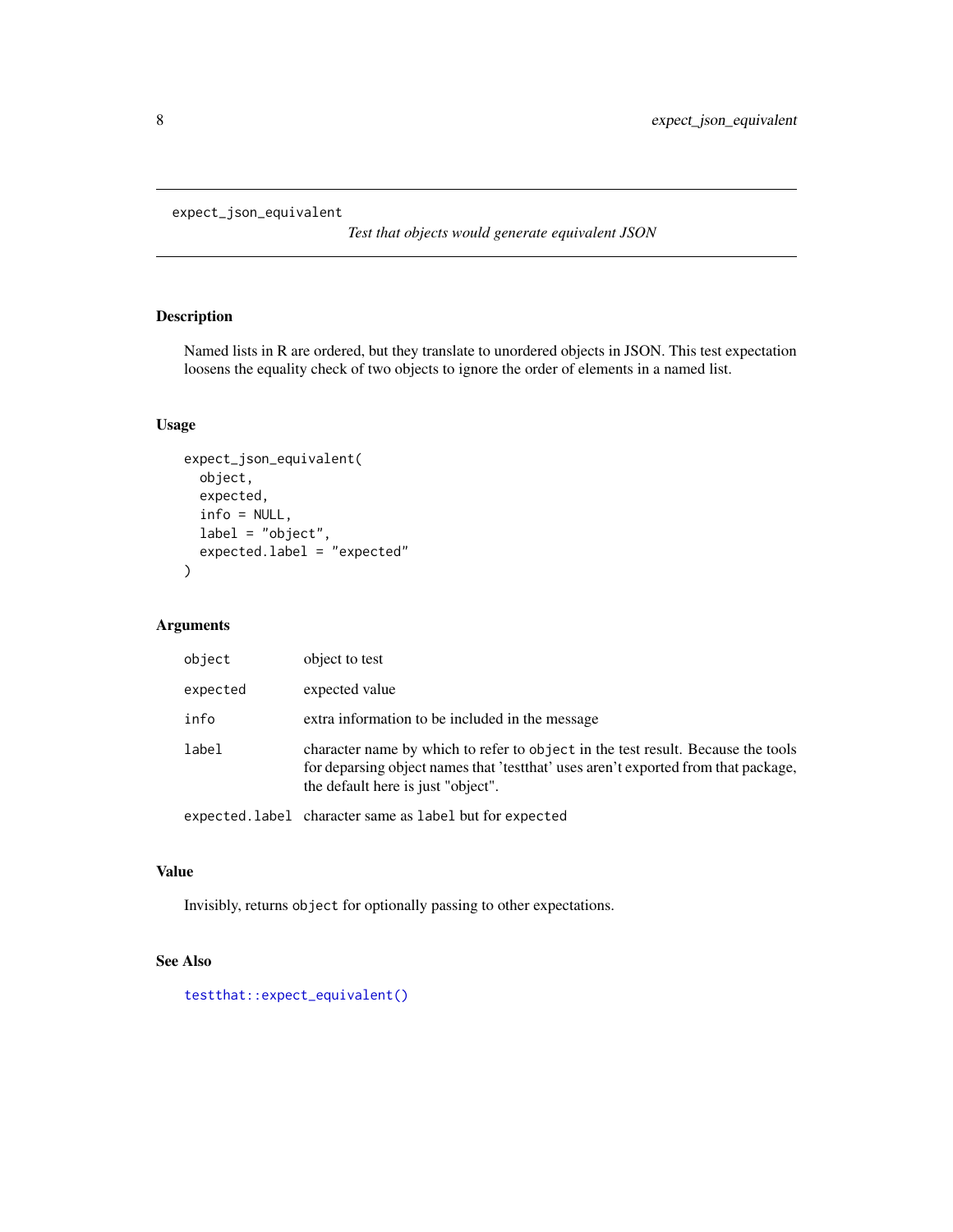`expect_json_equivalent`

*Test that objects would generate equivalent JSON*

## Description

Named lists in R are ordered, but they translate to unordered objects in JSON. This test expectation loosens the equality check of two objects to ignore the order of elements in a named list.

## Usage

```
expect_json_equivalent(
  object,
  expected,
  info = NULL,
  label = "object",
  expected.label = "expected"
)
```

## Arguments

| | |
|---|---|
| `object` | object to test |
| `expected` | expected value |
| `info` | extra information to be included in the message |
| `label` | character name by which to refer to `object` in the test result. Because the tools for deparsing object names that 'testthat' uses aren't exported from that package, the default here is just "object". |
| `expected.label` | character same as `label` but for `expected` |

## Value

Invisibly, returns `object` for optionally passing to other expectations.

## See Also

`testthat::expect_equivalent()`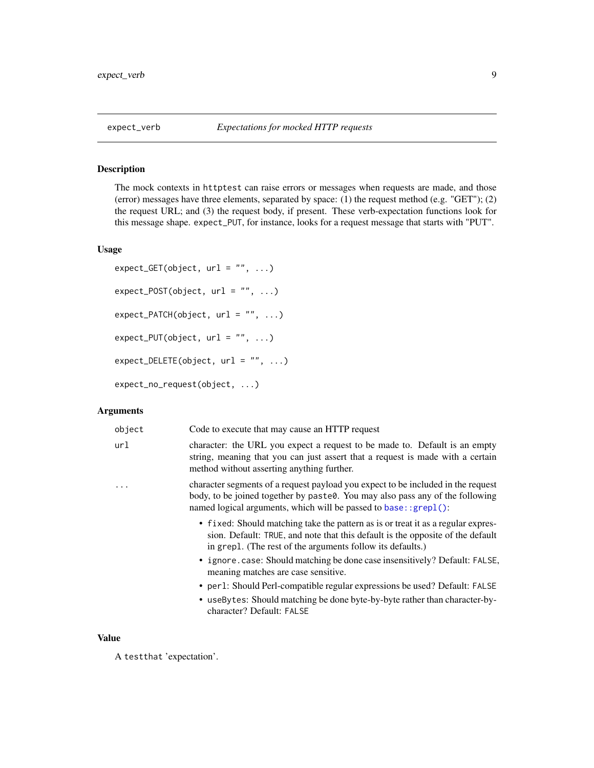## expect_verb — *Expectations for mocked HTTP requests*

### Description

The mock contexts in `httptest` can raise errors or messages when requests are made, and those (error) messages have three elements, separated by space: (1) the request method (e.g. "GET"); (2) the request URL; and (3) the request body, if present. These verb-expectation functions look for this message shape. `expect_PUT`, for instance, looks for a request message that starts with "PUT".

### Usage

```
expect_GET(object, url = "", ...)

expect_POST(object, url = "", ...)

expect_PATCH(object, url = "", ...)

expect_PUT(object, url = "", ...)

expect_DELETE(object, url = "", ...)

expect_no_request(object, ...)
```

### Arguments

| | |
|---|---|
| `object` | Code to execute that may cause an HTTP request |
| `url` | character: the URL you expect a request to be made to. Default is an empty string, meaning that you can just assert that a request is made with a certain method without asserting anything further. |
| `...` | character segments of a request payload you expect to be included in the request body, to be joined together by `paste0`. You may also pass any of the following named logical arguments, which will be passed to `base::grepl()`: <br>• `fixed`: Should matching take the pattern as is or treat it as a regular expression. Default: `TRUE`, and note that this default is the opposite of the default in `grepl`. (The rest of the arguments follow its defaults.) <br>• `ignore.case`: Should matching be done case insensitively? Default: `FALSE`, meaning matches are case sensitive. <br>• `perl`: Should Perl-compatible regular expressions be used? Default: `FALSE` <br>• `useBytes`: Should matching be done byte-by-byte rather than character-by-character? Default: `FALSE` |

### Value

A `testthat` 'expectation'.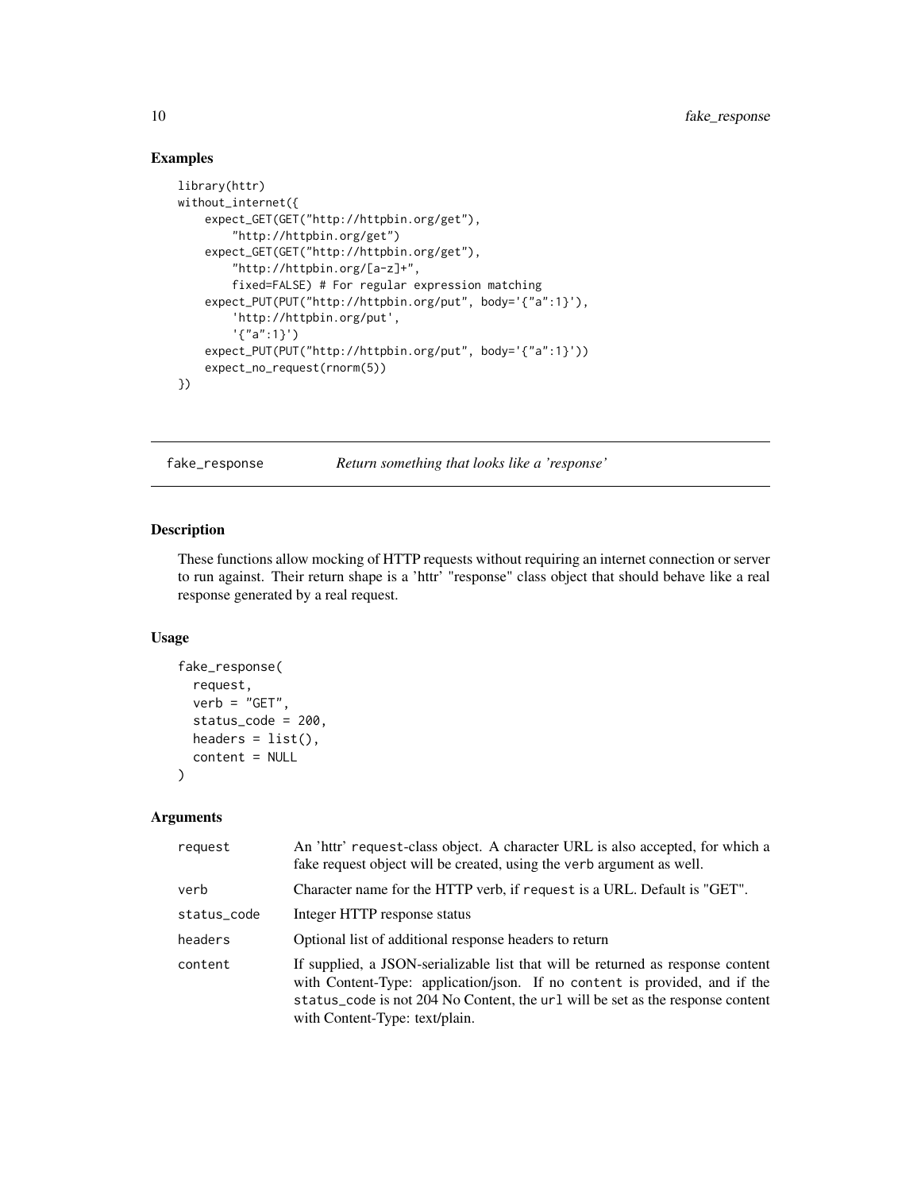## Examples

```
library(httr)
without_internet({
    expect_GET(GET("http://httpbin.org/get"),
        "http://httpbin.org/get")
    expect_GET(GET("http://httpbin.org/get"),
        "http://httpbin.org/[a-z]+",
        fixed=FALSE) # For regular expression matching
    expect_PUT(PUT("http://httpbin.org/put", body='{"a":1}'),
        'http://httpbin.org/put',
        '{"a":1}')
    expect_PUT(PUT("http://httpbin.org/put", body='{"a":1}'))
    expect_no_request(rnorm(5))
})
```

---

# fake_response    *Return something that looks like a 'response'*

---

## Description

These functions allow mocking of HTTP requests without requiring an internet connection or server to run against. Their return shape is a 'httr' "response" class object that should behave like a real response generated by a real request.

## Usage

```
fake_response(
  request,
  verb = "GET",
  status_code = 200,
  headers = list(),
  content = NULL
)
```

## Arguments

| | |
|---|---|
| `request` | An 'httr' `request`-class object. A character URL is also accepted, for which a fake request object will be created, using the `verb` argument as well. |
| `verb` | Character name for the HTTP verb, if `request` is a URL. Default is "GET". |
| `status_code` | Integer HTTP response status |
| `headers` | Optional list of additional response headers to return |
| `content` | If supplied, a JSON-serializable list that will be returned as response content with Content-Type: application/json. If no `content` is provided, and if the `status_code` is not 204 No Content, the `url` will be set as the response content with Content-Type: text/plain. |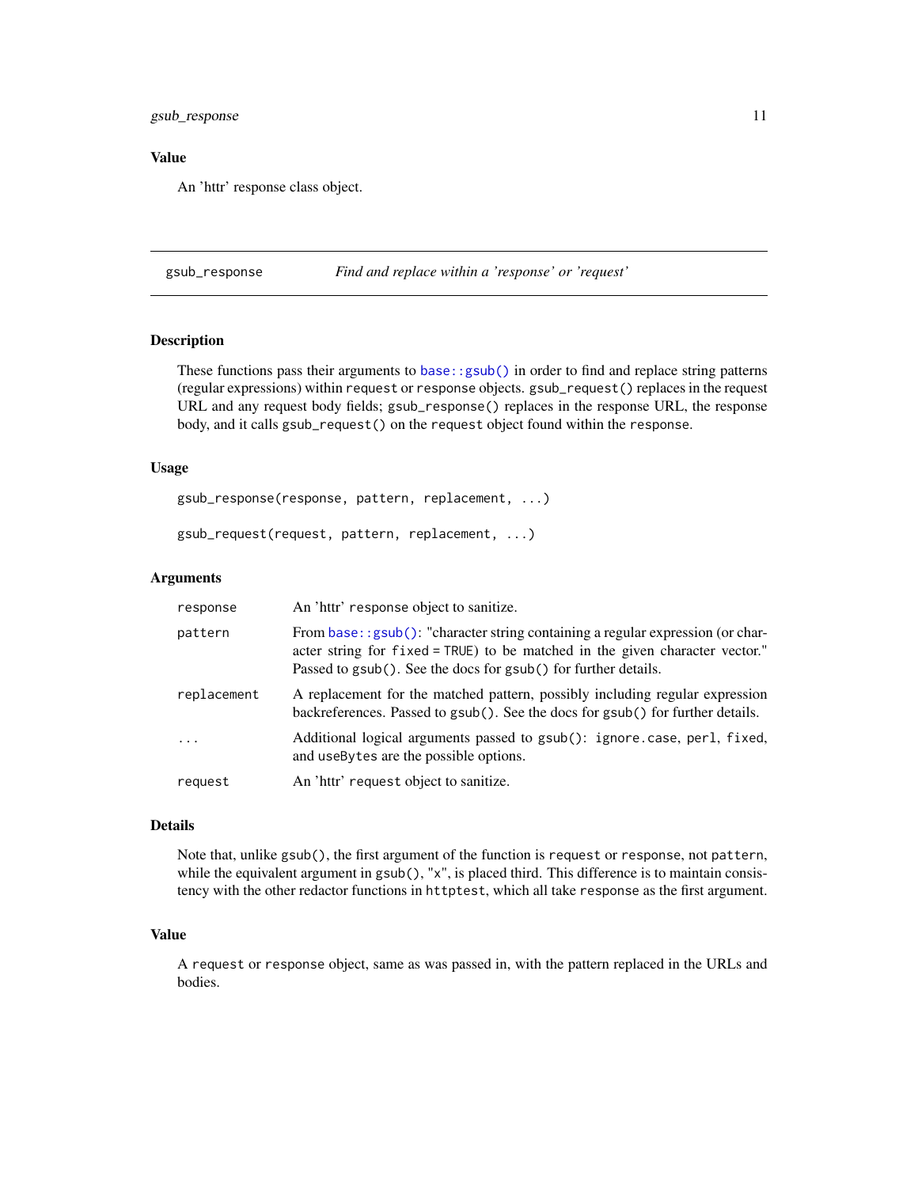## Value

An 'httr' response class object.

---

## gsub_response — *Find and replace within a 'response' or 'request'*

### Description

These functions pass their arguments to `base::gsub()` in order to find and replace string patterns (regular expressions) within `request` or `response` objects. `gsub_request()` replaces in the request URL and any request body fields; `gsub_response()` replaces in the response URL, the response body, and it calls `gsub_request()` on the `request` object found within the `response`.

### Usage

```
gsub_response(response, pattern, replacement, ...)

gsub_request(request, pattern, replacement, ...)
```

### Arguments

| | |
|---|---|
| `response` | An 'httr' `response` object to sanitize. |
| `pattern` | From `base::gsub()`: "character string containing a regular expression (or character string for `fixed = TRUE`) to be matched in the given character vector." Passed to `gsub()`. See the docs for `gsub()` for further details. |
| `replacement` | A replacement for the matched pattern, possibly including regular expression backreferences. Passed to `gsub()`. See the docs for `gsub()` for further details. |
| `...` | Additional logical arguments passed to `gsub()`: `ignore.case`, `perl`, `fixed`, and `useBytes` are the possible options. |
| `request` | An 'httr' `request` object to sanitize. |

### Details

Note that, unlike `gsub()`, the first argument of the function is `request` or `response`, not `pattern`, while the equivalent argument in `gsub()`, "`x`", is placed third. This difference is to maintain consistency with the other redactor functions in `httptest`, which all take `response` as the first argument.

### Value

A `request` or `response` object, same as was passed in, with the pattern replaced in the URLs and bodies.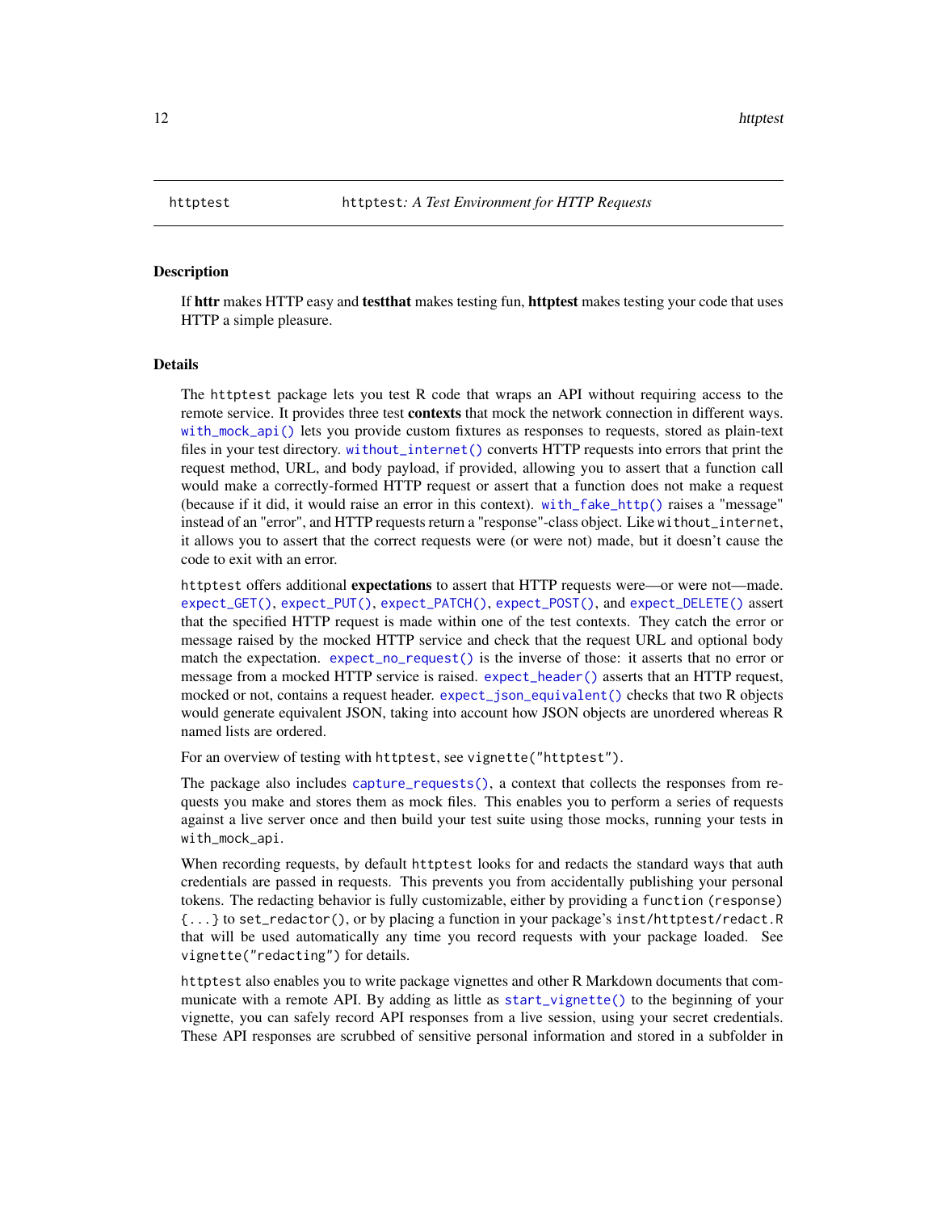httptest — *httptest: A Test Environment for HTTP Requests*

## Description

If **httr** makes HTTP easy and **testthat** makes testing fun, **httptest** makes testing your code that uses HTTP a simple pleasure.

## Details

The `httptest` package lets you test R code that wraps an API without requiring access to the remote service. It provides three test **contexts** that mock the network connection in different ways. `with_mock_api()` lets you provide custom fixtures as responses to requests, stored as plain-text files in your test directory. `without_internet()` converts HTTP requests into errors that print the request method, URL, and body payload, if provided, allowing you to assert that a function call would make a correctly-formed HTTP request or assert that a function does not make a request (because if it did, it would raise an error in this context). `with_fake_http()` raises a "message" instead of an "error", and HTTP requests return a "response"-class object. Like `without_internet`, it allows you to assert that the correct requests were (or were not) made, but it doesn't cause the code to exit with an error.

`httptest` offers additional **expectations** to assert that HTTP requests were—or were not—made. `expect_GET()`, `expect_PUT()`, `expect_PATCH()`, `expect_POST()`, and `expect_DELETE()` assert that the specified HTTP request is made within one of the test contexts. They catch the error or message raised by the mocked HTTP service and check that the request URL and optional body match the expectation. `expect_no_request()` is the inverse of those: it asserts that no error or message from a mocked HTTP service is raised. `expect_header()` asserts that an HTTP request, mocked or not, contains a request header. `expect_json_equivalent()` checks that two R objects would generate equivalent JSON, taking into account how JSON objects are unordered whereas R named lists are ordered.

For an overview of testing with `httptest`, see `vignette("httptest")`.

The package also includes `capture_requests()`, a context that collects the responses from requests you make and stores them as mock files. This enables you to perform a series of requests against a live server once and then build your test suite using those mocks, running your tests in `with_mock_api`.

When recording requests, by default `httptest` looks for and redacts the standard ways that auth credentials are passed in requests. This prevents you from accidentally publishing your personal tokens. The redacting behavior is fully customizable, either by providing a `function (response) {...}` to `set_redactor()`, or by placing a function in your package's `inst/httptest/redact.R` that will be used automatically any time you record requests with your package loaded. See `vignette("redacting")` for details.

`httptest` also enables you to write package vignettes and other R Markdown documents that communicate with a remote API. By adding as little as `start_vignette()` to the beginning of your vignette, you can safely record API responses from a live session, using your secret credentials. These API responses are scrubbed of sensitive personal information and stored in a subfolder in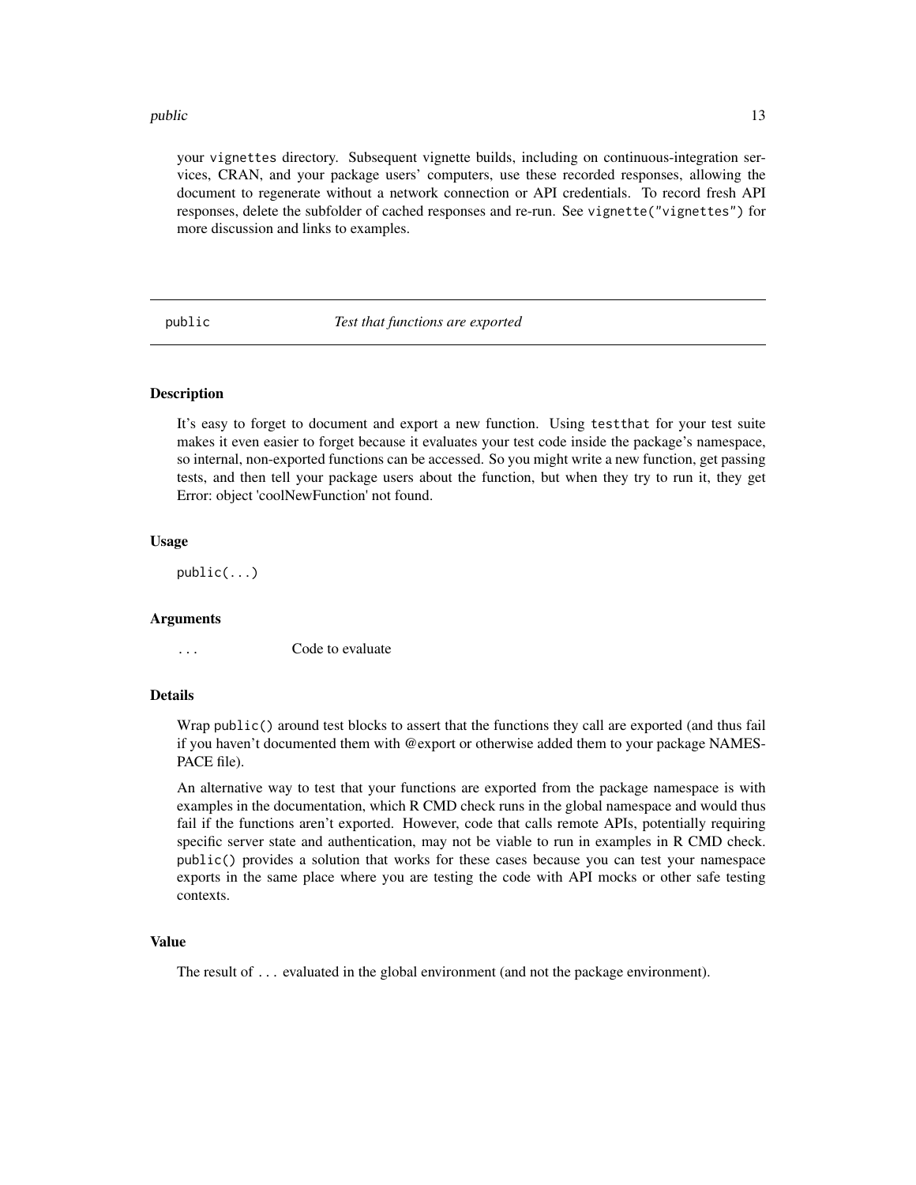your `vignettes` directory. Subsequent vignette builds, including on continuous-integration services, CRAN, and your package users' computers, use these recorded responses, allowing the document to regenerate without a network connection or API credentials. To record fresh API responses, delete the subfolder of cached responses and re-run. See `vignette("vignettes")` for more discussion and links to examples.

## public — *Test that functions are exported*

### Description

It's easy to forget to document and export a new function. Using `testthat` for your test suite makes it even easier to forget because it evaluates your test code inside the package's namespace, so internal, non-exported functions can be accessed. So you might write a new function, get passing tests, and then tell your package users about the function, but when they try to run it, they get Error: object 'coolNewFunction' not found.

### Usage

```
public(...)
```

### Arguments

| | |
|---|---|
| `...` | Code to evaluate |

### Details

Wrap `public()` around test blocks to assert that the functions they call are exported (and thus fail if you haven't documented them with @export or otherwise added them to your package NAMESPACE file).

An alternative way to test that your functions are exported from the package namespace is with examples in the documentation, which R CMD check runs in the global namespace and would thus fail if the functions aren't exported. However, code that calls remote APIs, potentially requiring specific server state and authentication, may not be viable to run in examples in R CMD check. `public()` provides a solution that works for these cases because you can test your namespace exports in the same place where you are testing the code with API mocks or other safe testing contexts.

### Value

The result of `...` evaluated in the global environment (and not the package environment).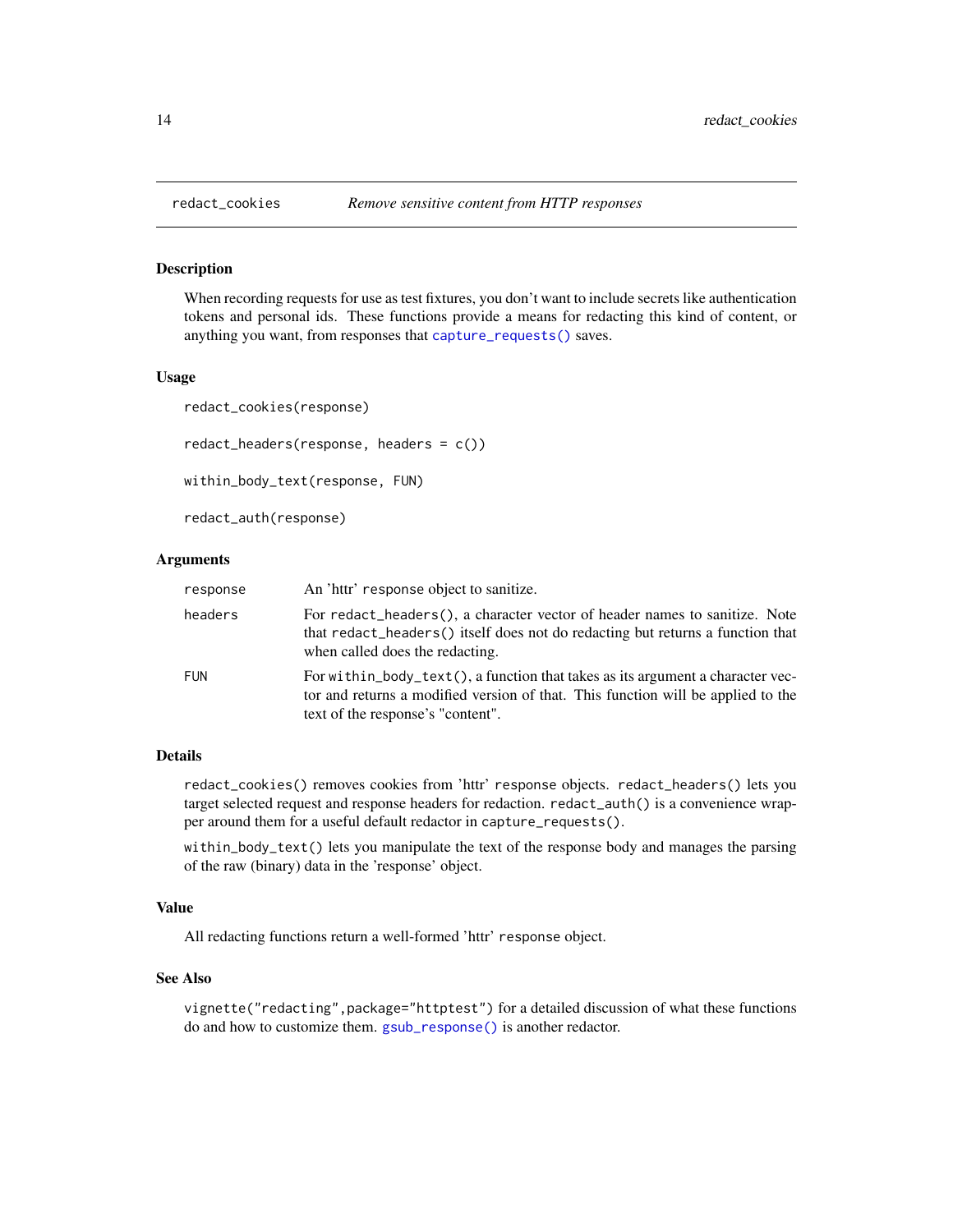# redact_cookies — *Remove sensitive content from HTTP responses*

## Description

When recording requests for use as test fixtures, you don't want to include secrets like authentication tokens and personal ids. These functions provide a means for redacting this kind of content, or anything you want, from responses that `capture_requests()` saves.

## Usage

```
redact_cookies(response)

redact_headers(response, headers = c())

within_body_text(response, FUN)

redact_auth(response)
```

## Arguments

| | |
|---|---|
| `response` | An 'httr' `response` object to sanitize. |
| `headers` | For `redact_headers()`, a character vector of header names to sanitize. Note that `redact_headers()` itself does not do redacting but returns a function that when called does the redacting. |
| `FUN` | For `within_body_text()`, a function that takes as its argument a character vector and returns a modified version of that. This function will be applied to the text of the response's "content". |

## Details

`redact_cookies()` removes cookies from 'httr' `response` objects. `redact_headers()` lets you target selected request and response headers for redaction. `redact_auth()` is a convenience wrapper around them for a useful default redactor in `capture_requests()`.

`within_body_text()` lets you manipulate the text of the response body and manages the parsing of the raw (binary) data in the 'response' object.

## Value

All redacting functions return a well-formed 'httr' `response` object.

## See Also

`vignette("redacting",package="httptest")` for a detailed discussion of what these functions do and how to customize them. `gsub_response()` is another redactor.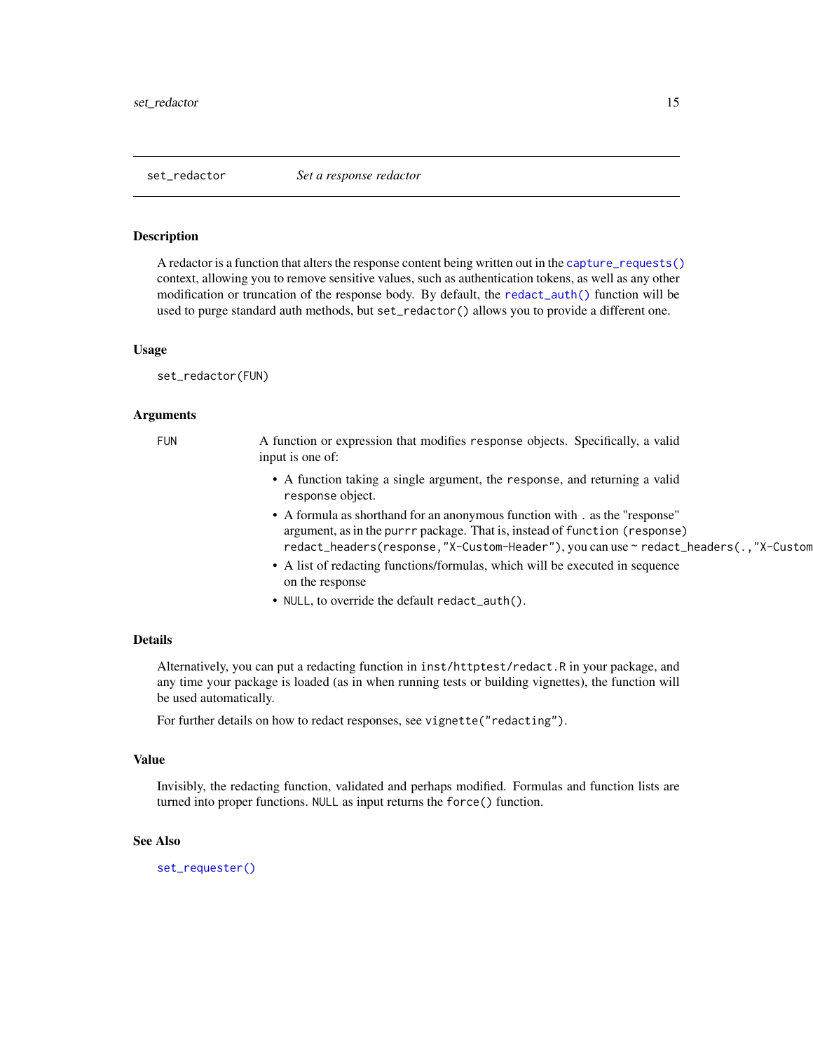## set_redactor    *Set a response redactor*

### Description

A redactor is a function that alters the response content being written out in the `capture_requests()` context, allowing you to remove sensitive values, such as authentication tokens, as well as any other modification or truncation of the response body. By default, the `redact_auth()` function will be used to purge standard auth methods, but `set_redactor()` allows you to provide a different one.

### Usage

```
set_redactor(FUN)
```

### Arguments

FUN    A function or expression that modifies `response` objects. Specifically, a valid input is one of:

- A function taking a single argument, the `response`, and returning a valid `response` object.
- A formula as shorthand for an anonymous function with `.` as the "response" argument, as in the `purrr` package. That is, instead of `function (response) redact_headers(response,"X-Custom-Header")`, you can use `~ redact_headers(.,"X-Custom`
- A list of redacting functions/formulas, which will be executed in sequence on the response
- `NULL`, to override the default `redact_auth()`.

### Details

Alternatively, you can put a redacting function in `inst/httptest/redact.R` in your package, and any time your package is loaded (as in when running tests or building vignettes), the function will be used automatically.

For further details on how to redact responses, see `vignette("redacting")`.

### Value

Invisibly, the redacting function, validated and perhaps modified. Formulas and function lists are turned into proper functions. `NULL` as input returns the `force()` function.

### See Also

`set_requester()`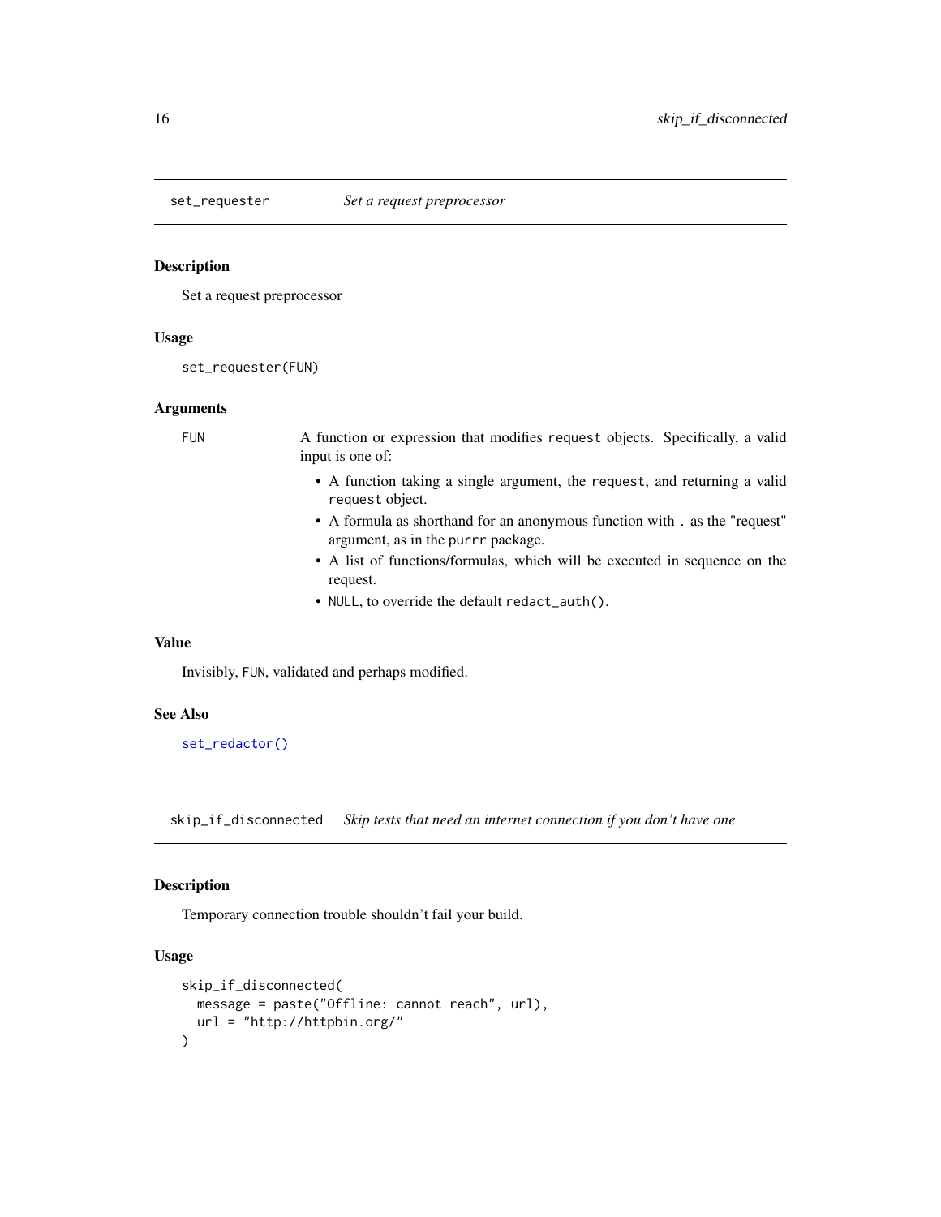## set_requester — *Set a request preprocessor*

### Description

Set a request preprocessor

### Usage

```
set_requester(FUN)
```

### Arguments

**FUN** — A function or expression that modifies `request` objects. Specifically, a valid input is one of:

- A function taking a single argument, the `request`, and returning a valid `request` object.
- A formula as shorthand for an anonymous function with `.` as the "request" argument, as in the `purrr` package.
- A list of functions/formulas, which will be executed in sequence on the request.
- `NULL`, to override the default `redact_auth()`.

### Value

Invisibly, `FUN`, validated and perhaps modified.

### See Also

`set_redactor()`

## skip_if_disconnected — *Skip tests that need an internet connection if you don't have one*

### Description

Temporary connection trouble shouldn't fail your build.

### Usage

```
skip_if_disconnected(
  message = paste("Offline: cannot reach", url),
  url = "http://httpbin.org/"
)
```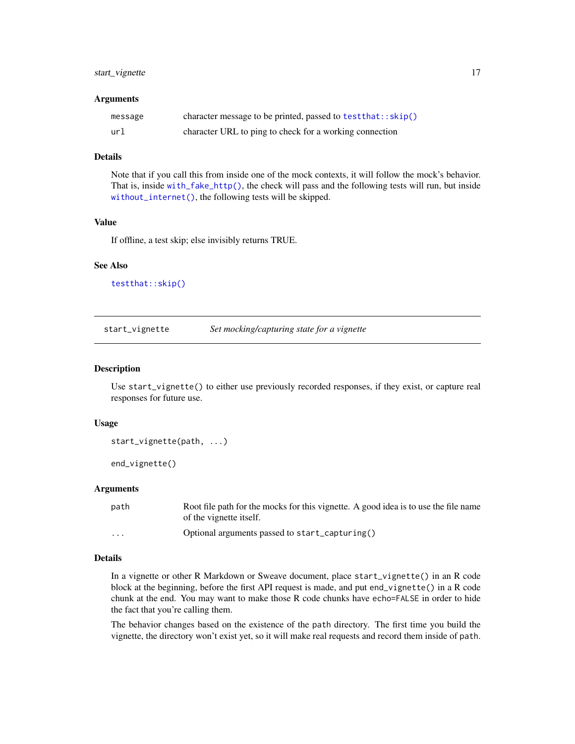### Arguments

| | |
|---|---|
| `message` | character message to be printed, passed to `testthat::skip()` |
| `url` | character URL to ping to check for a working connection |

### Details

Note that if you call this from inside one of the mock contexts, it will follow the mock's behavior. That is, inside `with_fake_http()`, the check will pass and the following tests will run, but inside `without_internet()`, the following tests will be skipped.

### Value

If offline, a test skip; else invisibly returns TRUE.

### See Also

`testthat::skip()`

---

## `start_vignette` *Set mocking/capturing state for a vignette*

---

### Description

Use `start_vignette()` to either use previously recorded responses, if they exist, or capture real responses for future use.

### Usage

```
start_vignette(path, ...)

end_vignette()
```

### Arguments

| | |
|---|---|
| `path` | Root file path for the mocks for this vignette. A good idea is to use the file name of the vignette itself. |
| `...` | Optional arguments passed to `start_capturing()` |

### Details

In a vignette or other R Markdown or Sweave document, place `start_vignette()` in an R code block at the beginning, before the first API request is made, and put `end_vignette()` in a R code chunk at the end. You may want to make those R code chunks have `echo=FALSE` in order to hide the fact that you're calling them.

The behavior changes based on the existence of the `path` directory. The first time you build the vignette, the directory won't exist yet, so it will make real requests and record them inside of `path`.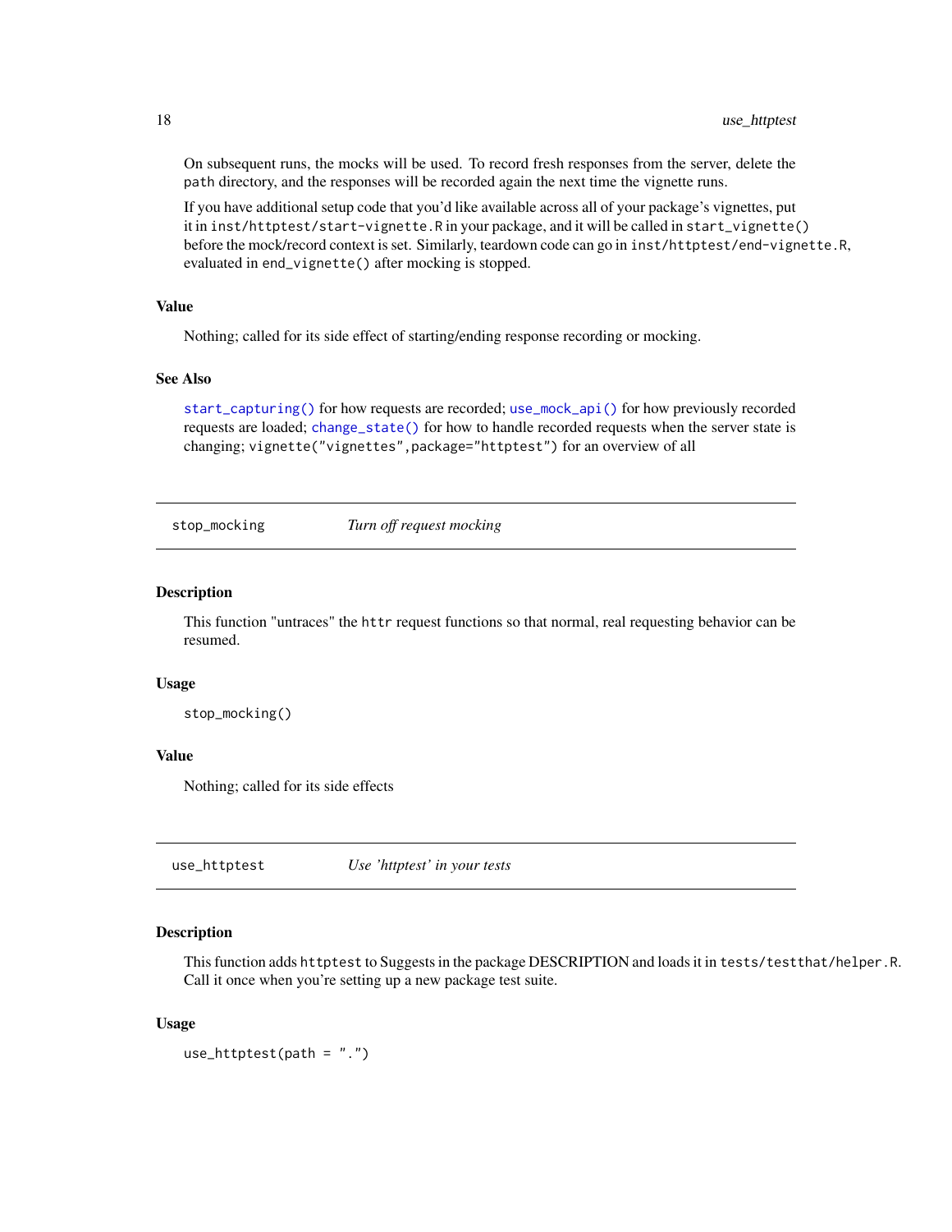On subsequent runs, the mocks will be used. To record fresh responses from the server, delete the `path` directory, and the responses will be recorded again the next time the vignette runs.

If you have additional setup code that you'd like available across all of your package's vignettes, put it in `inst/httptest/start-vignette.R` in your package, and it will be called in `start_vignette()` before the mock/record context is set. Similarly, teardown code can go in `inst/httptest/end-vignette.R`, evaluated in `end_vignette()` after mocking is stopped.

### Value

Nothing; called for its side effect of starting/ending response recording or mocking.

### See Also

`start_capturing()` for how requests are recorded; `use_mock_api()` for how previously recorded requests are loaded; `change_state()` for how to handle recorded requests when the server state is changing; `vignette("vignettes",package="httptest")` for an overview of all

---

## stop_mocking — *Turn off request mocking*

### Description

This function "untraces" the `httr` request functions so that normal, real requesting behavior can be resumed.

### Usage

```
stop_mocking()
```

### Value

Nothing; called for its side effects

---

## use_httptest — *Use 'httptest' in your tests*

### Description

This function adds `httptest` to Suggests in the package DESCRIPTION and loads it in `tests/testthat/helper.R`. Call it once when you're setting up a new package test suite.

### Usage

```
use_httptest(path = ".")
```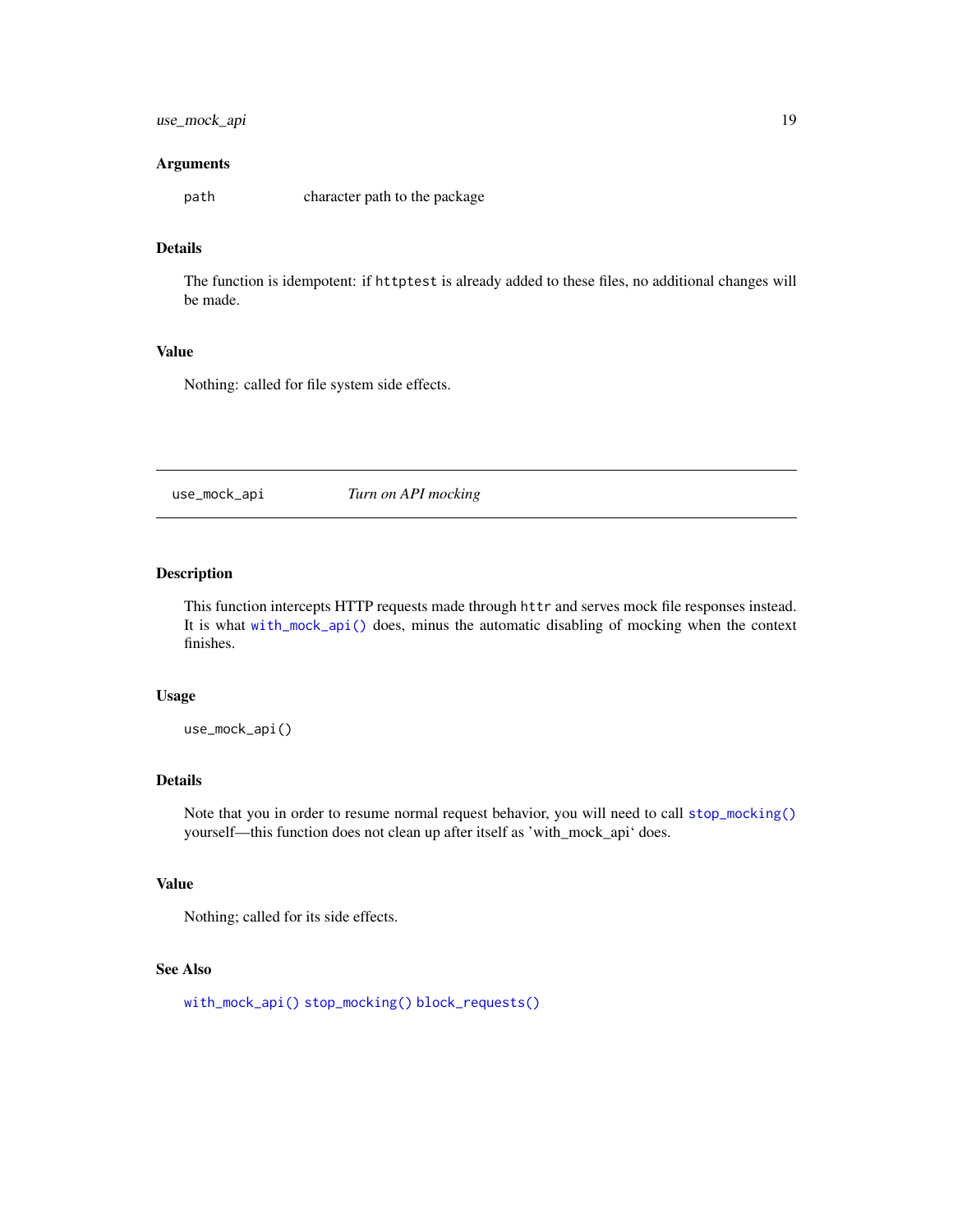### Arguments

| | |
|---|---|
| `path` | character path to the package |

### Details

The function is idempotent: if `httptest` is already added to these files, no additional changes will be made.

### Value

Nothing: called for file system side effects.

---

## use_mock_api — *Turn on API mocking*

### Description

This function intercepts HTTP requests made through `httr` and serves mock file responses instead. It is what `with_mock_api()` does, minus the automatic disabling of mocking when the context finishes.

### Usage

```
use_mock_api()
```

### Details

Note that you in order to resume normal request behavior, you will need to call `stop_mocking()` yourself—this function does not clean up after itself as 'with_mock_api' does.

### Value

Nothing; called for its side effects.

### See Also

`with_mock_api()` `stop_mocking()` `block_requests()`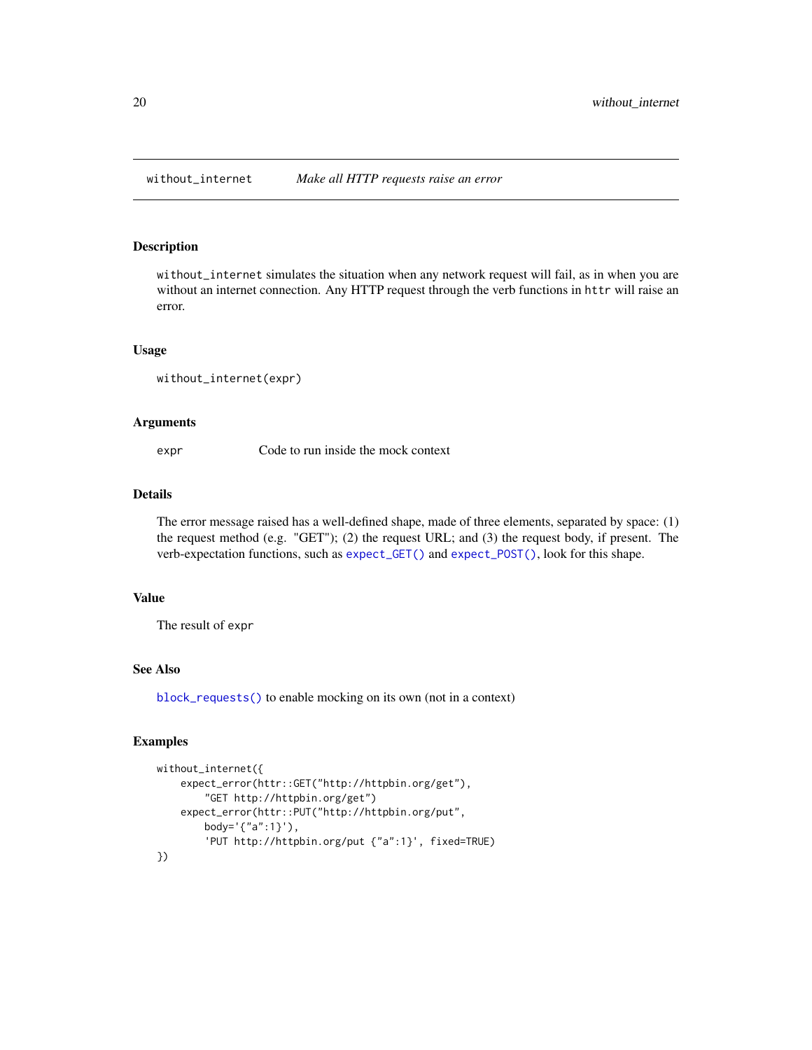## without_internet *Make all HTTP requests raise an error*

### Description

`without_internet` simulates the situation when any network request will fail, as in when you are without an internet connection. Any HTTP request through the verb functions in `httr` will raise an error.

### Usage

```
without_internet(expr)
```

### Arguments

| | |
|---|---|
| `expr` | Code to run inside the mock context |

### Details

The error message raised has a well-defined shape, made of three elements, separated by space: (1) the request method (e.g. "GET"); (2) the request URL; and (3) the request body, if present. The verb-expectation functions, such as `expect_GET()` and `expect_POST()`, look for this shape.

### Value

The result of `expr`

### See Also

`block_requests()` to enable mocking on its own (not in a context)

### Examples

```
without_internet({
    expect_error(httr::GET("http://httpbin.org/get"),
        "GET http://httpbin.org/get")
    expect_error(httr::PUT("http://httpbin.org/put",
        body='{"a":1}'),
        'PUT http://httpbin.org/put {"a":1}', fixed=TRUE)
})
```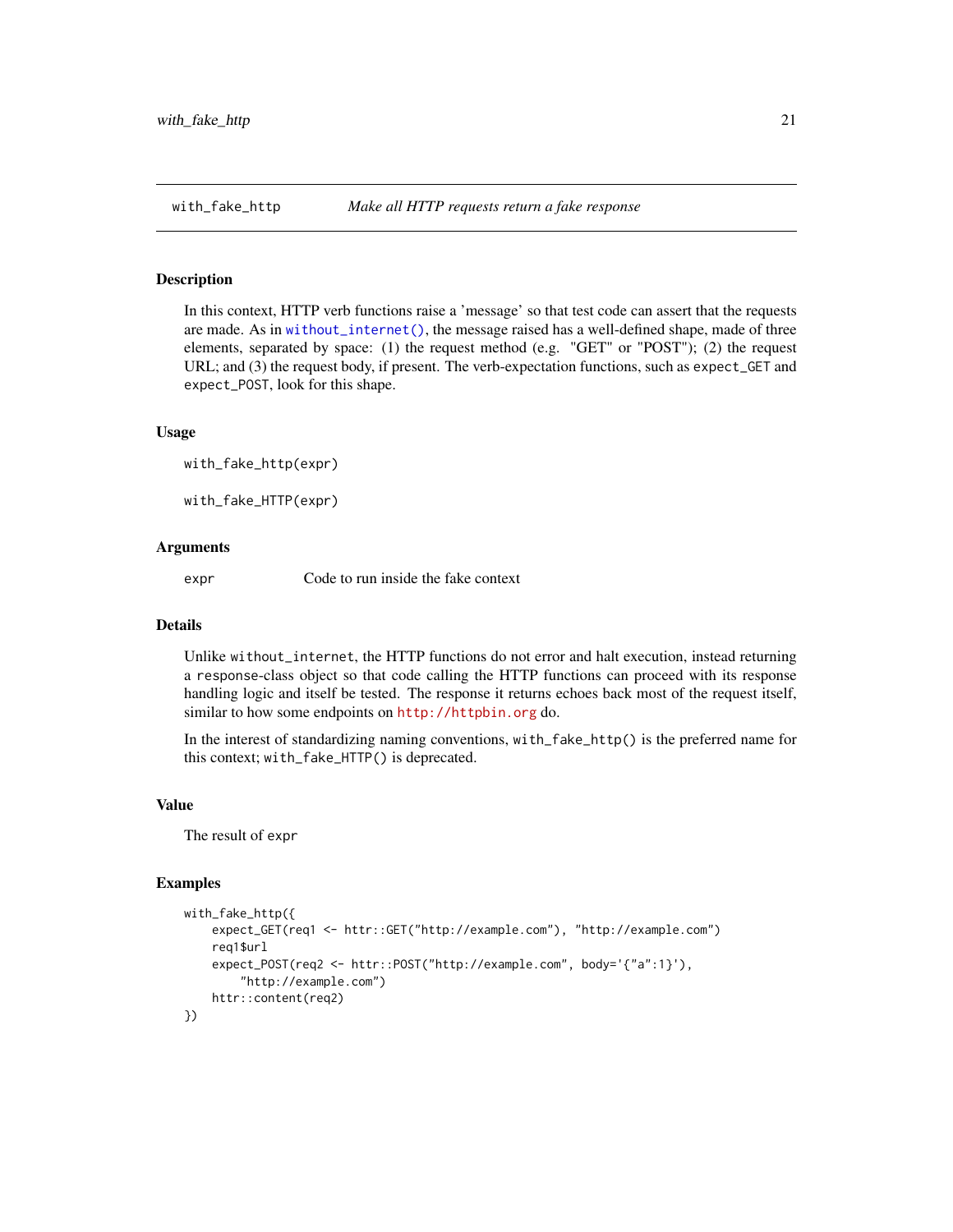## with_fake_http — *Make all HTTP requests return a fake response*

### Description

In this context, HTTP verb functions raise a 'message' so that test code can assert that the requests are made. As in `without_internet()`, the message raised has a well-defined shape, made of three elements, separated by space: (1) the request method (e.g. "GET" or "POST"); (2) the request URL; and (3) the request body, if present. The verb-expectation functions, such as `expect_GET` and `expect_POST`, look for this shape.

### Usage

```
with_fake_http(expr)

with_fake_HTTP(expr)
```

### Arguments

| | |
|---|---|
| `expr` | Code to run inside the fake context |

### Details

Unlike `without_internet`, the HTTP functions do not error and halt execution, instead returning a `response`-class object so that code calling the HTTP functions can proceed with its response handling logic and itself be tested. The response it returns echoes back most of the request itself, similar to how some endpoints on http://httpbin.org do.

In the interest of standardizing naming conventions, `with_fake_http()` is the preferred name for this context; `with_fake_HTTP()` is deprecated.

### Value

The result of `expr`

### Examples

```
with_fake_http({
    expect_GET(req1 <- httr::GET("http://example.com"), "http://example.com")
    req1$url
    expect_POST(req2 <- httr::POST("http://example.com", body='{"a":1}'),
        "http://example.com")
    httr::content(req2)
})
```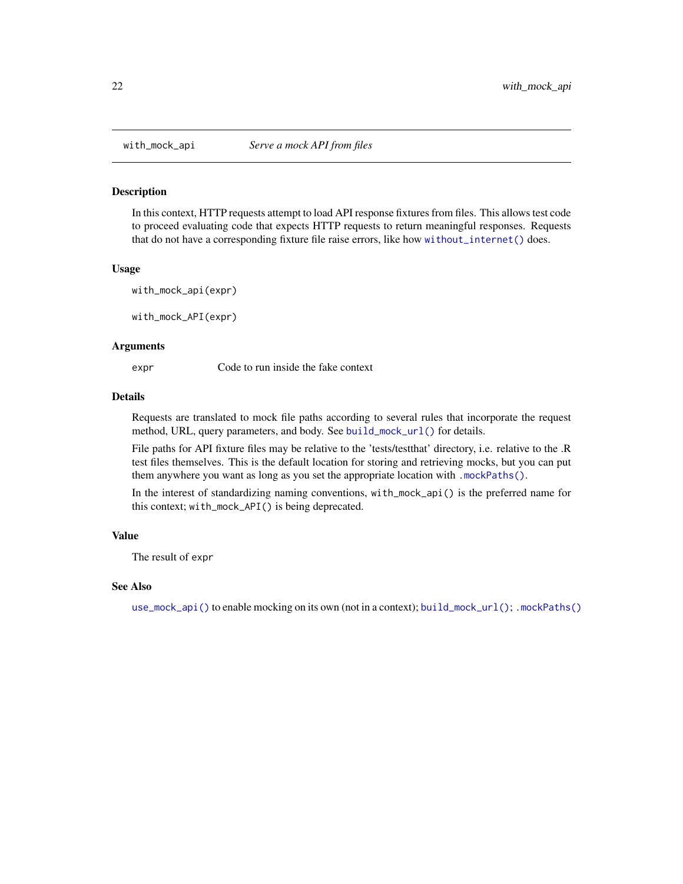# with_mock_api *Serve a mock API from files*

## Description

In this context, HTTP requests attempt to load API response fixtures from files. This allows test code to proceed evaluating code that expects HTTP requests to return meaningful responses. Requests that do not have a corresponding fixture file raise errors, like how `without_internet()` does.

## Usage

```
with_mock_api(expr)

with_mock_API(expr)
```

## Arguments

| | |
|---|---|
| `expr` | Code to run inside the fake context |

## Details

Requests are translated to mock file paths according to several rules that incorporate the request method, URL, query parameters, and body. See `build_mock_url()` for details.

File paths for API fixture files may be relative to the 'tests/testthat' directory, i.e. relative to the .R test files themselves. This is the default location for storing and retrieving mocks, but you can put them anywhere you want as long as you set the appropriate location with `.mockPaths()`.

In the interest of standardizing naming conventions, `with_mock_api()` is the preferred name for this context; `with_mock_API()` is being deprecated.

## Value

The result of `expr`

## See Also

`use_mock_api()` to enable mocking on its own (not in a context); `build_mock_url()`; `.mockPaths()`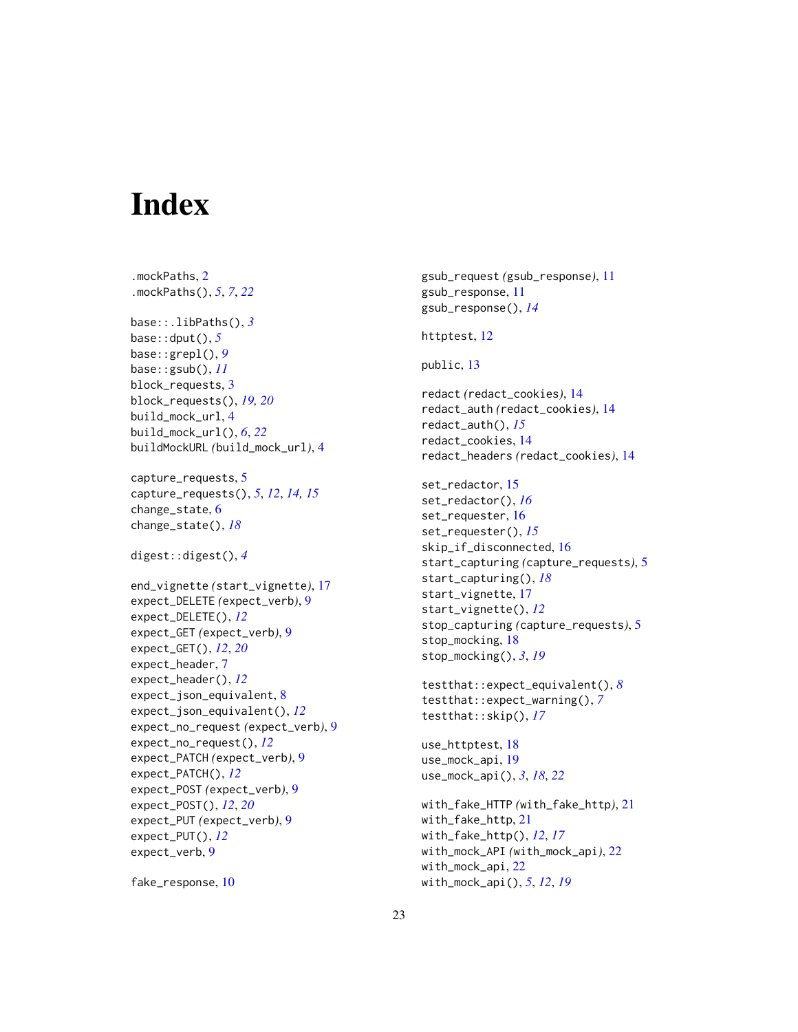# Index

.mockPaths, 2
.mockPaths(), *5*, *7*, *22*

base::.libPaths(), *3*
base::dput(), *5*
base::grepl(), *9*
base::gsub(), *11*
block_requests, 3
block_requests(), *19*, *20*
build_mock_url, 4
build_mock_url(), *6*, *22*
buildMockURL *(*build_mock_url*)*, 4

capture_requests, 5
capture_requests(), *5*, *12*, *14*, *15*
change_state, 6
change_state(), *18*

digest::digest(), *4*

end_vignette *(*start_vignette*)*, 17
expect_DELETE *(*expect_verb*)*, 9
expect_DELETE(), *12*
expect_GET *(*expect_verb*)*, 9
expect_GET(), *12*, *20*
expect_header, 7
expect_header(), *12*
expect_json_equivalent, 8
expect_json_equivalent(), *12*
expect_no_request *(*expect_verb*)*, 9
expect_no_request(), *12*
expect_PATCH *(*expect_verb*)*, 9
expect_PATCH(), *12*
expect_POST *(*expect_verb*)*, 9
expect_POST(), *12*, *20*
expect_PUT *(*expect_verb*)*, 9
expect_PUT(), *12*
expect_verb, 9

fake_response, 10

gsub_request *(*gsub_response*)*, 11
gsub_response, 11
gsub_response(), *14*

httptest, 12

public, 13

redact *(*redact_cookies*)*, 14
redact_auth *(*redact_cookies*)*, 14
redact_auth(), *15*
redact_cookies, 14
redact_headers *(*redact_cookies*)*, 14

set_redactor, 15
set_redactor(), *16*
set_requester, 16
set_requester(), *15*
skip_if_disconnected, 16
start_capturing *(*capture_requests*)*, 5
start_capturing(), *18*
start_vignette, 17
start_vignette(), *12*
stop_capturing *(*capture_requests*)*, 5
stop_mocking, 18
stop_mocking(), *3*, *19*

testthat::expect_equivalent(), *8*
testthat::expect_warning(), *7*
testthat::skip(), *17*

use_httptest, 18
use_mock_api, 19
use_mock_api(), *3*, *18*, *22*

with_fake_HTTP *(*with_fake_http*)*, 21
with_fake_http, 21
with_fake_http(), *12*, *17*
with_mock_API *(*with_mock_api*)*, 22
with_mock_api, 22
with_mock_api(), *5*, *12*, *19*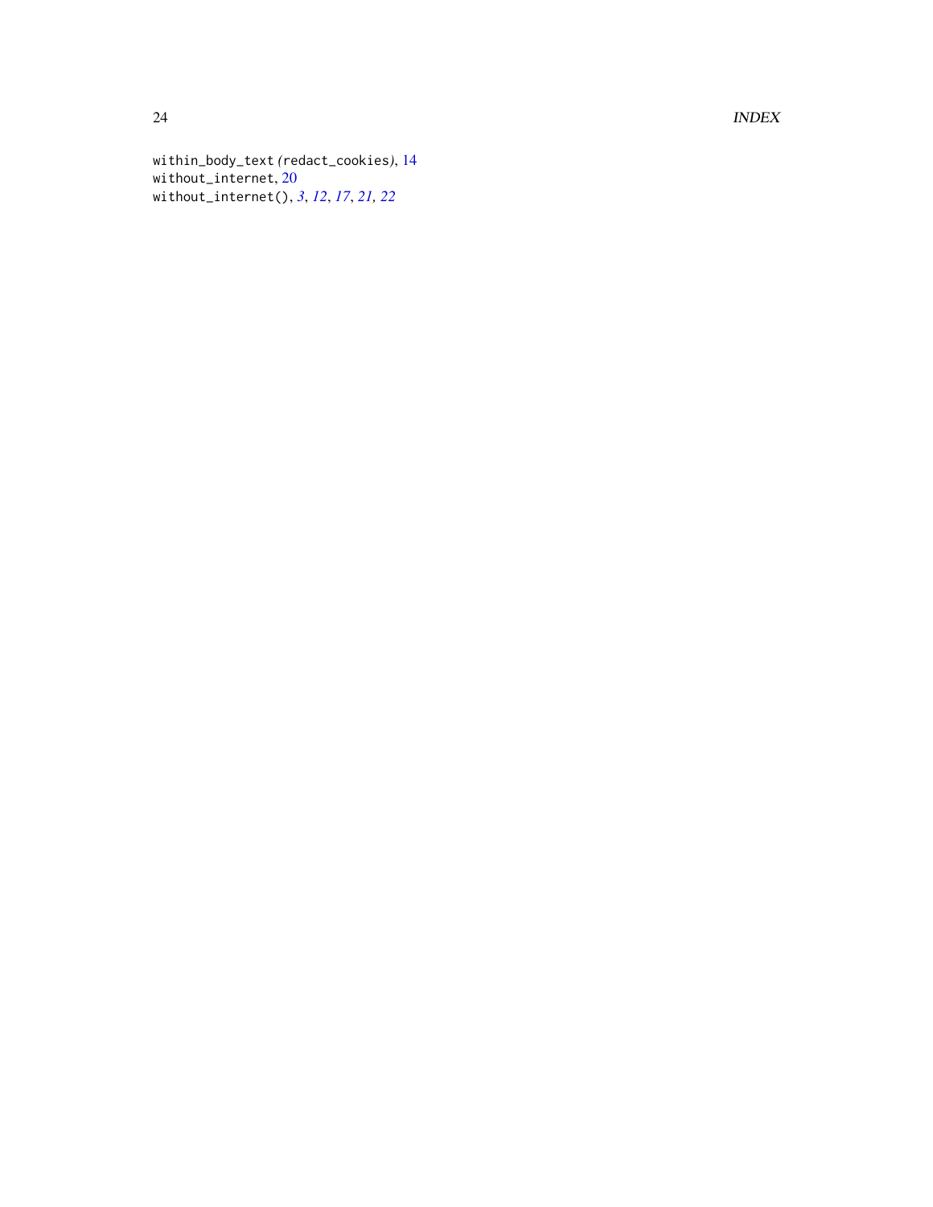within_body_text (redact_cookies), 14
without_internet, 20
without_internet(), *3*, *12*, *17*, *21, 22*